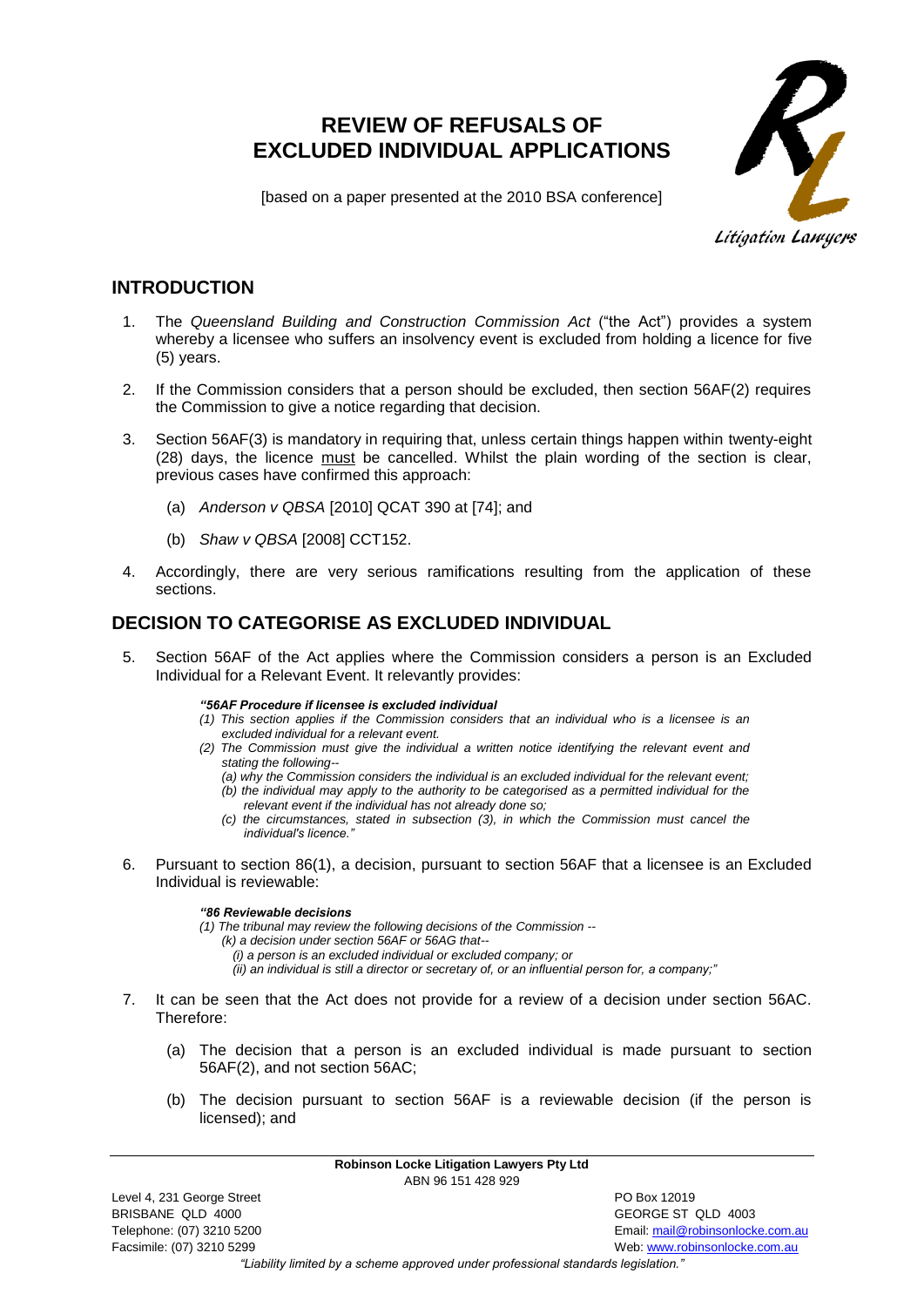# REVIEW OF REFUSALS OF EXCLUDED INDIVIDUAL APPLICATIONS

[based on a paper presented at the 2010 BSA conference]

## INTRODUCTION

1. The *Queensland Building and Construction Commission Act* ("the Act") provides a system whereby a licensee who suffers an insolvency event is excluded from holding a licence for five (5) years.

2. If the Commission considers that a person should be excluded, then section 56AF(2) requires the Commission to give a notice regarding that decision.

3. Section 56AF(3) is mandatory in requiring that, unless certain things happen within twenty-eight (28) days, the licence must be cancelled. Whilst the plain wording of the section is clear, previous cases have confirmed this approach:

   (a) *Anderson v QBSA* [2010] QCAT 390 at [74]; and

   (b) *Shaw v QBSA* [2008] CCT152.

4. Accordingly, there are very serious ramifications resulting from the application of these sections.

## DECISION TO CATEGORISE AS EXCLUDED INDIVIDUAL

5. Section 56AF of the Act applies where the Commission considers a person is an Excluded Individual for a Relevant Event. It relevantly provides:

   > ***"56AF Procedure if licensee is excluded individual***
   > *(1) This section applies if the Commission considers that an individual who is a licensee is an excluded individual for a relevant event.*
   > *(2) The Commission must give the individual a written notice identifying the relevant event and stating the following--*
   > *(a) why the Commission considers the individual is an excluded individual for the relevant event;*
   > *(b) the individual may apply to the authority to be categorised as a permitted individual for the relevant event if the individual has not already done so;*
   > *(c) the circumstances, stated in subsection (3), in which the Commission must cancel the individual's licence."*

6. Pursuant to section 86(1), a decision, pursuant to section 56AF that a licensee is an Excluded Individual is reviewable:

   > ***"86 Reviewable decisions***
   > *(1) The tribunal may review the following decisions of the Commission --*
   > *(k) a decision under section 56AF or 56AG that--*
   > *(i) a person is an excluded individual or excluded company; or*
   > *(ii) an individual is still a director or secretary of, or an influential person for, a company;"*

7. It can be seen that the Act does not provide for a review of a decision under section 56AC. Therefore:

   (a) The decision that a person is an excluded individual is made pursuant to section 56AF(2), and not section 56AC;

   (b) The decision pursuant to section 56AF is a reviewable decision (if the person is licensed); and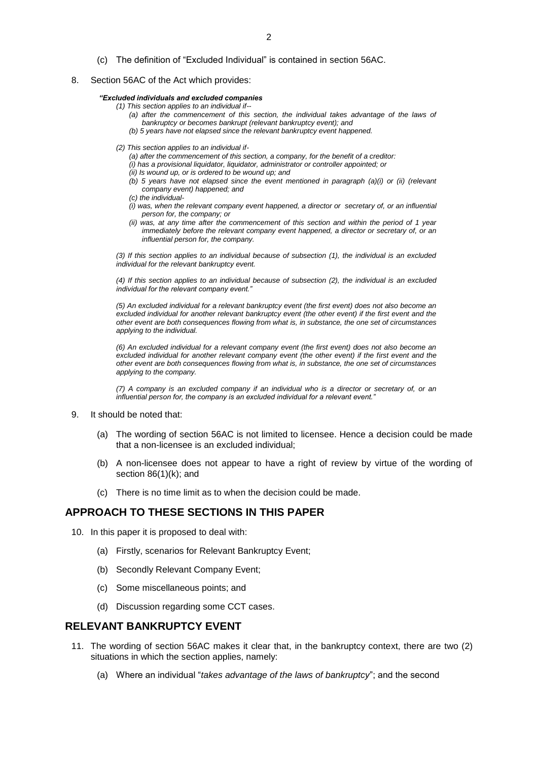(c) The definition of "Excluded Individual" is contained in section 56AC.

8. Section 56AC of the Act which provides:

> ***"Excluded individuals and excluded companies***
>
> *(1) This section applies to an individual if--*
>
> *(a) after the commencement of this section, the individual takes advantage of the laws of bankruptcy or becomes bankrupt (relevant bankruptcy event); and*
>
> *(b) 5 years have not elapsed since the relevant bankruptcy event happened.*
>
> *(2) This section applies to an individual if-*
>
> *(a) after the commencement of this section, a company, for the benefit of a creditor:*
>
> *(i) has a provisional liquidator, liquidator, administrator or controller appointed; or*
>
> *(ii) Is wound up, or is ordered to be wound up; and*
>
> *(b) 5 years have not elapsed since the event mentioned in paragraph (a)(i) or (ii) (relevant company event) happened; and*
>
> *(c) the individual-*
>
> *(i) was, when the relevant company event happened, a director or secretary of, or an influential person for, the company; or*
>
> *(ii) was, at any time after the commencement of this section and within the period of 1 year immediately before the relevant company event happened, a director or secretary of, or an influential person for, the company.*
>
> *(3) If this section applies to an individual because of subsection (1), the individual is an excluded individual for the relevant bankruptcy event.*
>
> *(4) If this section applies to an individual because of subsection (2), the individual is an excluded individual for the relevant company event."*
>
> *(5) An excluded individual for a relevant bankruptcy event (the first event) does not also become an excluded individual for another relevant bankruptcy event (the other event) if the first event and the other event are both consequences flowing from what is, in substance, the one set of circumstances applying to the individual.*
>
> *(6) An excluded individual for a relevant company event (the first event) does not also become an excluded individual for another relevant company event (the other event) if the first event and the other event are both consequences flowing from what is, in substance, the one set of circumstances applying to the company.*
>
> *(7) A company is an excluded company if an individual who is a director or secretary of, or an influential person for, the company is an excluded individual for a relevant event."*

9. It should be noted that:

   (a) The wording of section 56AC is not limited to licensee. Hence a decision could be made that a non-licensee is an excluded individual;

   (b) A non-licensee does not appear to have a right of review by virtue of the wording of section 86(1)(k); and

   (c) There is no time limit as to when the decision could be made.

## APPROACH TO THESE SECTIONS IN THIS PAPER

10. In this paper it is proposed to deal with:

    (a) Firstly, scenarios for Relevant Bankruptcy Event;

    (b) Secondly Relevant Company Event;

    (c) Some miscellaneous points; and

    (d) Discussion regarding some CCT cases.

## RELEVANT BANKRUPTCY EVENT

11. The wording of section 56AC makes it clear that, in the bankruptcy context, there are two (2) situations in which the section applies, namely:

    (a) Where an individual "*takes advantage of the laws of bankruptcy*"; and the second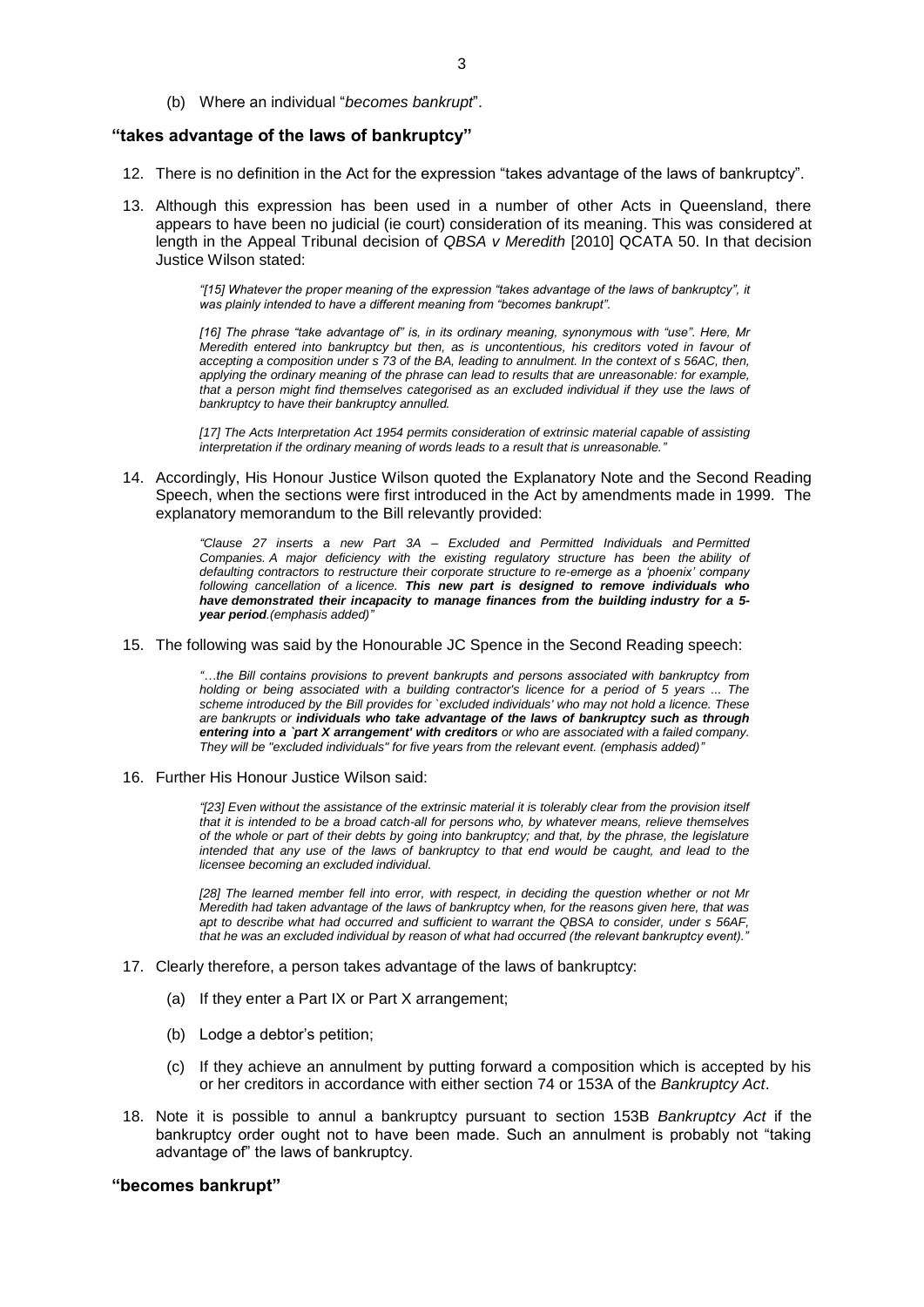(b) Where an individual "*becomes bankrupt*".

## **"takes advantage of the laws of bankruptcy"**

12. There is no definition in the Act for the expression "takes advantage of the laws of bankruptcy".

13. Although this expression has been used in a number of other Acts in Queensland, there appears to have been no judicial (ie court) consideration of its meaning. This was considered at length in the Appeal Tribunal decision of *QBSA v Meredith* [2010] QCATA 50. In that decision Justice Wilson stated:

> *"[15] Whatever the proper meaning of the expression "takes advantage of the laws of bankruptcy", it was plainly intended to have a different meaning from "becomes bankrupt".*
>
> *[16] The phrase "take advantage of" is, in its ordinary meaning, synonymous with "use". Here, Mr Meredith entered into bankruptcy but then, as is uncontentious, his creditors voted in favour of accepting a composition under s 73 of the BA, leading to annulment. In the context of s 56AC, then, applying the ordinary meaning of the phrase can lead to results that are unreasonable: for example, that a person might find themselves categorised as an excluded individual if they use the laws of bankruptcy to have their bankruptcy annulled.*
>
> *[17] The Acts Interpretation Act 1954 permits consideration of extrinsic material capable of assisting interpretation if the ordinary meaning of words leads to a result that is unreasonable."*

14. Accordingly, His Honour Justice Wilson quoted the Explanatory Note and the Second Reading Speech, when the sections were first introduced in the Act by amendments made in 1999. The explanatory memorandum to the Bill relevantly provided:

> *"Clause 27 inserts a new Part 3A – Excluded and Permitted Individuals and Permitted Companies. A major deficiency with the existing regulatory structure has been the ability of defaulting contractors to restructure their corporate structure to re-emerge as a 'phoenix' company following cancellation of a licence.* ***This new part is designed to remove individuals who have demonstrated their incapacity to manage finances from the building industry for a 5-year period****.(emphasis added)"*

15. The following was said by the Honourable JC Spence in the Second Reading speech:

> *"…the Bill contains provisions to prevent bankrupts and persons associated with bankruptcy from holding or being associated with a building contractor's licence for a period of 5 years ... The scheme introduced by the Bill provides for `excluded individuals' who may not hold a licence. These are bankrupts or* ***individuals who take advantage of the laws of bankruptcy such as through entering into a `part X arrangement' with creditors*** *or who are associated with a failed company. They will be "excluded individuals" for five years from the relevant event. (emphasis added)"*

16. Further His Honour Justice Wilson said:

> *"[23] Even without the assistance of the extrinsic material it is tolerably clear from the provision itself that it is intended to be a broad catch-all for persons who, by whatever means, relieve themselves of the whole or part of their debts by going into bankruptcy; and that, by the phrase, the legislature intended that any use of the laws of bankruptcy to that end would be caught, and lead to the licensee becoming an excluded individual.*
>
> *[28] The learned member fell into error, with respect, in deciding the question whether or not Mr Meredith had taken advantage of the laws of bankruptcy when, for the reasons given here, that was apt to describe what had occurred and sufficient to warrant the QBSA to consider, under s 56AF, that he was an excluded individual by reason of what had occurred (the relevant bankruptcy event)."*

17. Clearly therefore, a person takes advantage of the laws of bankruptcy:

    (a) If they enter a Part IX or Part X arrangement;

    (b) Lodge a debtor's petition;

    (c) If they achieve an annulment by putting forward a composition which is accepted by his or her creditors in accordance with either section 74 or 153A of the *Bankruptcy Act*.

18. Note it is possible to annul a bankruptcy pursuant to section 153B *Bankruptcy Act* if the bankruptcy order ought not to have been made. Such an annulment is probably not "taking advantage of" the laws of bankruptcy.

## **"becomes bankrupt"**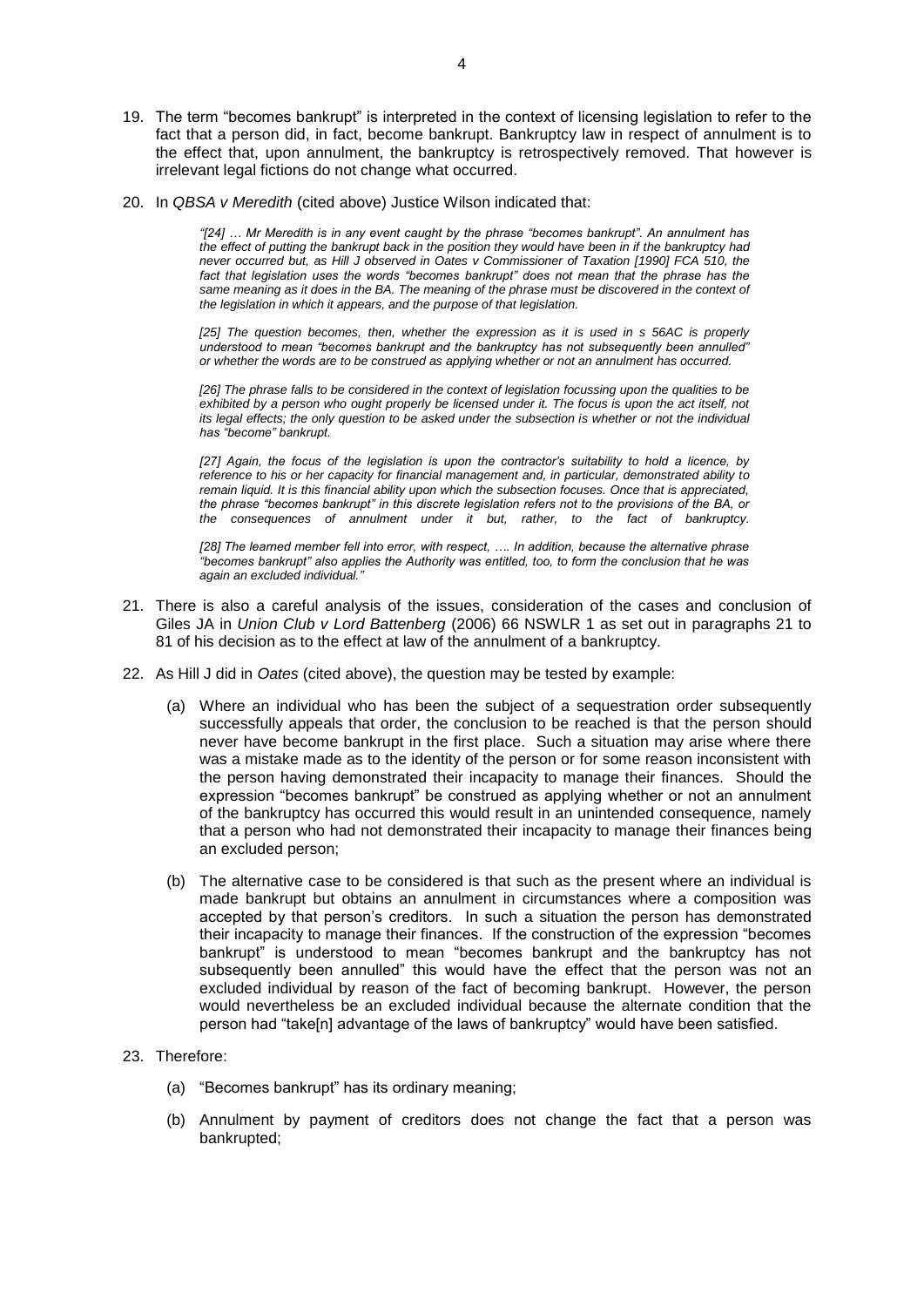19. The term "becomes bankrupt" is interpreted in the context of licensing legislation to refer to the fact that a person did, in fact, become bankrupt. Bankruptcy law in respect of annulment is to the effect that, upon annulment, the bankruptcy is retrospectively removed. That however is irrelevant legal fictions do not change what occurred.

20. In *QBSA v Meredith* (cited above) Justice Wilson indicated that:

> *"[24] … Mr Meredith is in any event caught by the phrase "becomes bankrupt". An annulment has the effect of putting the bankrupt back in the position they would have been in if the bankruptcy had never occurred but, as Hill J observed in Oates v Commissioner of Taxation [1990] FCA 510, the fact that legislation uses the words "becomes bankrupt" does not mean that the phrase has the same meaning as it does in the BA. The meaning of the phrase must be discovered in the context of the legislation in which it appears, and the purpose of that legislation.*
>
> *[25] The question becomes, then, whether the expression as it is used in s 56AC is properly understood to mean "becomes bankrupt and the bankruptcy has not subsequently been annulled" or whether the words are to be construed as applying whether or not an annulment has occurred.*
>
> *[26] The phrase falls to be considered in the context of legislation focussing upon the qualities to be exhibited by a person who ought properly be licensed under it. The focus is upon the act itself, not its legal effects; the only question to be asked under the subsection is whether or not the individual has "become" bankrupt.*
>
> *[27] Again, the focus of the legislation is upon the contractor's suitability to hold a licence, by reference to his or her capacity for financial management and, in particular, demonstrated ability to remain liquid. It is this financial ability upon which the subsection focuses. Once that is appreciated, the phrase "becomes bankrupt" in this discrete legislation refers not to the provisions of the BA, or the consequences of annulment under it but, rather, to the fact of bankruptcy.*
>
> *[28] The learned member fell into error, with respect, …. In addition, because the alternative phrase "becomes bankrupt" also applies the Authority was entitled, too, to form the conclusion that he was again an excluded individual."*

21. There is also a careful analysis of the issues, consideration of the cases and conclusion of Giles JA in *Union Club v Lord Battenberg* (2006) 66 NSWLR 1 as set out in paragraphs 21 to 81 of his decision as to the effect at law of the annulment of a bankruptcy.

22. As Hill J did in *Oates* (cited above), the question may be tested by example:

    (a) Where an individual who has been the subject of a sequestration order subsequently successfully appeals that order, the conclusion to be reached is that the person should never have become bankrupt in the first place. Such a situation may arise where there was a mistake made as to the identity of the person or for some reason inconsistent with the person having demonstrated their incapacity to manage their finances. Should the expression "becomes bankrupt" be construed as applying whether or not an annulment of the bankruptcy has occurred this would result in an unintended consequence, namely that a person who had not demonstrated their incapacity to manage their finances being an excluded person;

    (b) The alternative case to be considered is that such as the present where an individual is made bankrupt but obtains an annulment in circumstances where a composition was accepted by that person's creditors. In such a situation the person has demonstrated their incapacity to manage their finances. If the construction of the expression "becomes bankrupt" is understood to mean "becomes bankrupt and the bankruptcy has not subsequently been annulled" this would have the effect that the person was not an excluded individual by reason of the fact of becoming bankrupt. However, the person would nevertheless be an excluded individual because the alternate condition that the person had "take[n] advantage of the laws of bankruptcy" would have been satisfied.

23. Therefore:

    (a) "Becomes bankrupt" has its ordinary meaning;

    (b) Annulment by payment of creditors does not change the fact that a person was bankrupted;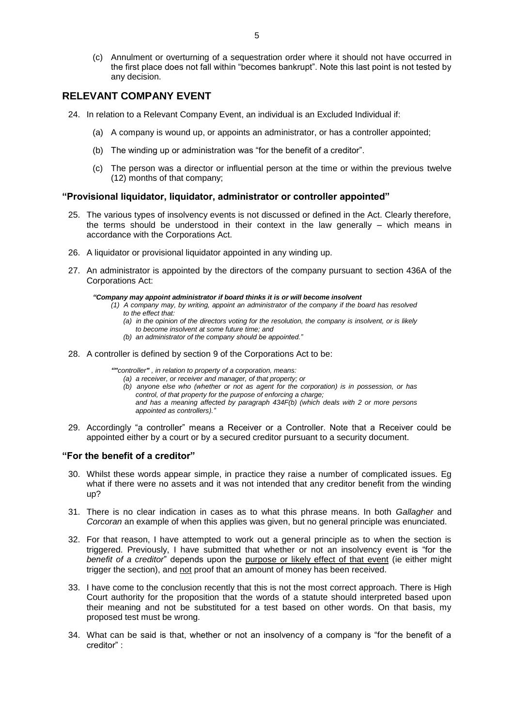(c) Annulment or overturning of a sequestration order where it should not have occurred in the first place does not fall within "becomes bankrupt". Note this last point is not tested by any decision.

## RELEVANT COMPANY EVENT

24. In relation to a Relevant Company Event, an individual is an Excluded Individual if:

    (a) A company is wound up, or appoints an administrator, or has a controller appointed;

    (b) The winding up or administration was "for the benefit of a creditor".

    (c) The person was a director or influential person at the time or within the previous twelve (12) months of that company;

### "Provisional liquidator, liquidator, administrator or controller appointed"

25. The various types of insolvency events is not discussed or defined in the Act. Clearly therefore, the terms should be understood in their context in the law generally – which means in accordance with the Corporations Act.

26. A liquidator or provisional liquidator appointed in any winding up.

27. An administrator is appointed by the directors of the company pursuant to section 436A of the Corporations Act:

    > ***"Company may appoint administrator if board thinks it is or will become insolvent***
    > *(1) A company may, by writing, appoint an administrator of the company if the board has resolved to the effect that:*
    > *(a) in the opinion of the directors voting for the resolution, the company is insolvent, or is likely to become insolvent at some future time; and*
    > *(b) an administrator of the company should be appointed."*

28. A controller is defined by section 9 of the Corporations Act to be:

    > *""**controller**" , in relation to property of a corporation, means:*
    > *(a) a receiver, or receiver and manager, of that property; or*
    > *(b) anyone else who (whether or not as agent for the corporation) is in possession, or has control, of that property for the purpose of enforcing a charge;*
    > *and has a meaning affected by paragraph 434F(b) (which deals with 2 or more persons appointed as controllers)."*

29. Accordingly "a controller" means a Receiver or a Controller. Note that a Receiver could be appointed either by a court or by a secured creditor pursuant to a security document.

### "For the benefit of a creditor"

30. Whilst these words appear simple, in practice they raise a number of complicated issues. Eg what if there were no assets and it was not intended that any creditor benefit from the winding up?

31. There is no clear indication in cases as to what this phrase means. In both *Gallagher* and *Corcoran* an example of when this applies was given, but no general principle was enunciated.

32. For that reason, I have attempted to work out a general principle as to when the section is triggered. Previously, I have submitted that whether or not an insolvency event is "for the *benefit of a creditor*" depends upon the <u>purpose or likely effect of that event</u> (ie either might trigger the section), and <u>not</u> proof that an amount of money has been received.

33. I have come to the conclusion recently that this is not the most correct approach. There is High Court authority for the proposition that the words of a statute should interpreted based upon their meaning and not be substituted for a test based on other words. On that basis, my proposed test must be wrong.

34. What can be said is that, whether or not an insolvency of a company is "for the benefit of a creditor" :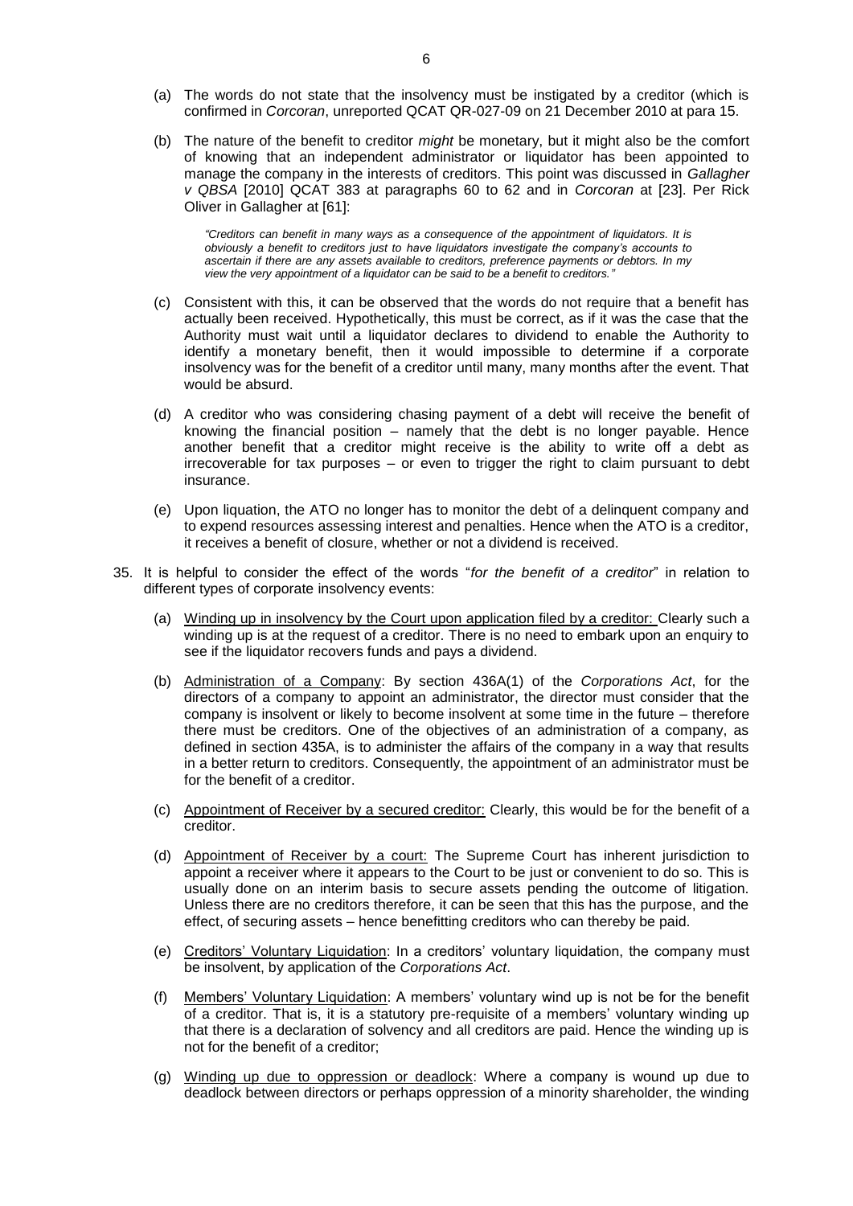(a) The words do not state that the insolvency must be instigated by a creditor (which is confirmed in *Corcoran*, unreported QCAT QR-027-09 on 21 December 2010 at para 15.

(b) The nature of the benefit to creditor *might* be monetary, but it might also be the comfort of knowing that an independent administrator or liquidator has been appointed to manage the company in the interests of creditors. This point was discussed in *Gallagher v QBSA* [2010] QCAT 383 at paragraphs 60 to 62 and in *Corcoran* at [23]. Per Rick Oliver in Gallagher at [61]:

> *"Creditors can benefit in many ways as a consequence of the appointment of liquidators. It is obviously a benefit to creditors just to have liquidators investigate the company's accounts to ascertain if there are any assets available to creditors, preference payments or debtors. In my view the very appointment of a liquidator can be said to be a benefit to creditors."*

(c) Consistent with this, it can be observed that the words do not require that a benefit has actually been received. Hypothetically, this must be correct, as if it was the case that the Authority must wait until a liquidator declares to dividend to enable the Authority to identify a monetary benefit, then it would impossible to determine if a corporate insolvency was for the benefit of a creditor until many, many months after the event. That would be absurd.

(d) A creditor who was considering chasing payment of a debt will receive the benefit of knowing the financial position – namely that the debt is no longer payable. Hence another benefit that a creditor might receive is the ability to write off a debt as irrecoverable for tax purposes – or even to trigger the right to claim pursuant to debt insurance.

(e) Upon liquation, the ATO no longer has to monitor the debt of a delinquent company and to expend resources assessing interest and penalties. Hence when the ATO is a creditor, it receives a benefit of closure, whether or not a dividend is received.

35. It is helpful to consider the effect of the words "*for the benefit of a creditor*" in relation to different types of corporate insolvency events:

(a) Winding up in insolvency by the Court upon application filed by a creditor: Clearly such a winding up is at the request of a creditor. There is no need to embark upon an enquiry to see if the liquidator recovers funds and pays a dividend.

(b) Administration of a Company: By section 436A(1) of the *Corporations Act*, for the directors of a company to appoint an administrator, the director must consider that the company is insolvent or likely to become insolvent at some time in the future – therefore there must be creditors. One of the objectives of an administration of a company, as defined in section 435A, is to administer the affairs of the company in a way that results in a better return to creditors. Consequently, the appointment of an administrator must be for the benefit of a creditor.

(c) Appointment of Receiver by a secured creditor: Clearly, this would be for the benefit of a creditor.

(d) Appointment of Receiver by a court: The Supreme Court has inherent jurisdiction to appoint a receiver where it appears to the Court to be just or convenient to do so. This is usually done on an interim basis to secure assets pending the outcome of litigation. Unless there are no creditors therefore, it can be seen that this has the purpose, and the effect, of securing assets – hence benefitting creditors who can thereby be paid.

(e) Creditors' Voluntary Liquidation: In a creditors' voluntary liquidation, the company must be insolvent, by application of the *Corporations Act*.

(f) Members' Voluntary Liquidation: A members' voluntary wind up is not be for the benefit of a creditor. That is, it is a statutory pre-requisite of a members' voluntary winding up that there is a declaration of solvency and all creditors are paid. Hence the winding up is not for the benefit of a creditor;

(g) Winding up due to oppression or deadlock: Where a company is wound up due to deadlock between directors or perhaps oppression of a minority shareholder, the winding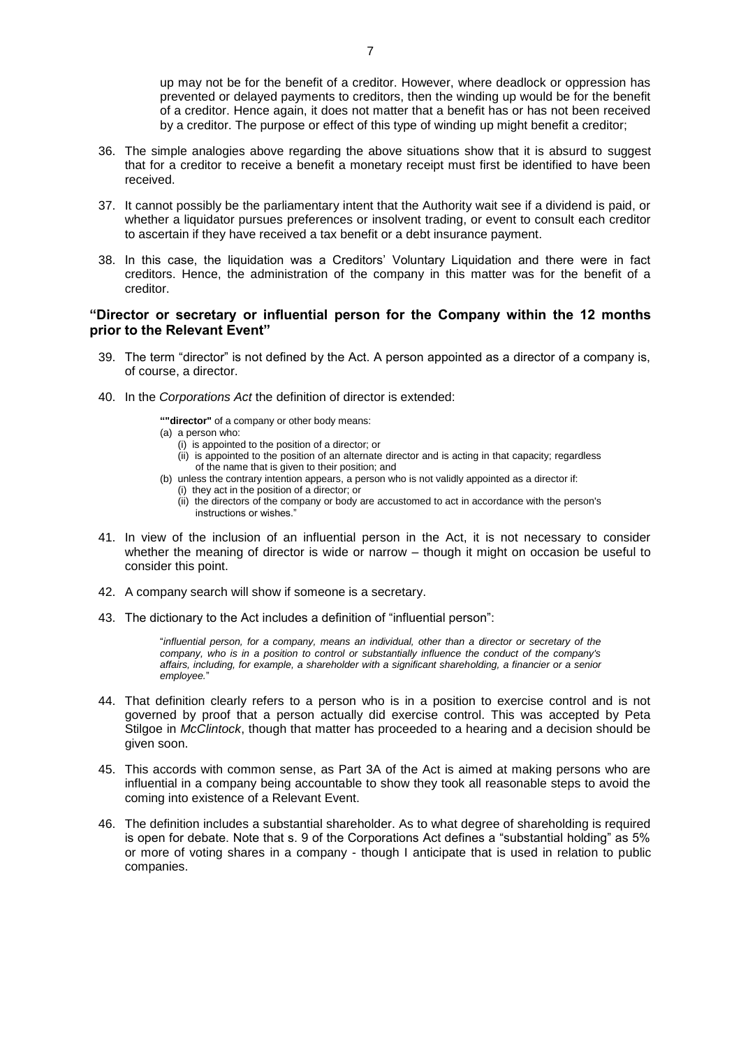up may not be for the benefit of a creditor. However, where deadlock or oppression has prevented or delayed payments to creditors, then the winding up would be for the benefit of a creditor. Hence again, it does not matter that a benefit has or has not been received by a creditor. The purpose or effect of this type of winding up might benefit a creditor;

36. The simple analogies above regarding the above situations show that it is absurd to suggest that for a creditor to receive a benefit a monetary receipt must first be identified to have been received.

37. It cannot possibly be the parliamentary intent that the Authority wait see if a dividend is paid, or whether a liquidator pursues preferences or insolvent trading, or event to consult each creditor to ascertain if they have received a tax benefit or a debt insurance payment.

38. In this case, the liquidation was a Creditors' Voluntary Liquidation and there were in fact creditors. Hence, the administration of the company in this matter was for the benefit of a creditor.

### "Director or secretary or influential person for the Company within the 12 months prior to the Relevant Event"

39. The term "director" is not defined by the Act. A person appointed as a director of a company is, of course, a director.

40. In the *Corporations Act* the definition of director is extended:

> ""**director**" of a company or other body means:
> (a) a person who:
>     (i) is appointed to the position of a director; or
>     (ii) is appointed to the position of an alternate director and is acting in that capacity; regardless of the name that is given to their position; and
> (b) unless the contrary intention appears, a person who is not validly appointed as a director if:
>     (i) they act in the position of a director; or
>     (ii) the directors of the company or body are accustomed to act in accordance with the person's instructions or wishes."

41. In view of the inclusion of an influential person in the Act, it is not necessary to consider whether the meaning of director is wide or narrow – though it might on occasion be useful to consider this point.

42. A company search will show if someone is a secretary.

43. The dictionary to the Act includes a definition of "influential person":

> "*influential person, for a company, means an individual, other than a director or secretary of the company, who is in a position to control or substantially influence the conduct of the company's affairs, including, for example, a shareholder with a significant shareholding, a financier or a senior employee.*"

44. That definition clearly refers to a person who is in a position to exercise control and is not governed by proof that a person actually did exercise control. This was accepted by Peta Stilgoe in *McClintock*, though that matter has proceeded to a hearing and a decision should be given soon.

45. This accords with common sense, as Part 3A of the Act is aimed at making persons who are influential in a company being accountable to show they took all reasonable steps to avoid the coming into existence of a Relevant Event.

46. The definition includes a substantial shareholder. As to what degree of shareholding is required is open for debate. Note that s. 9 of the Corporations Act defines a "substantial holding" as 5% or more of voting shares in a company - though I anticipate that is used in relation to public companies.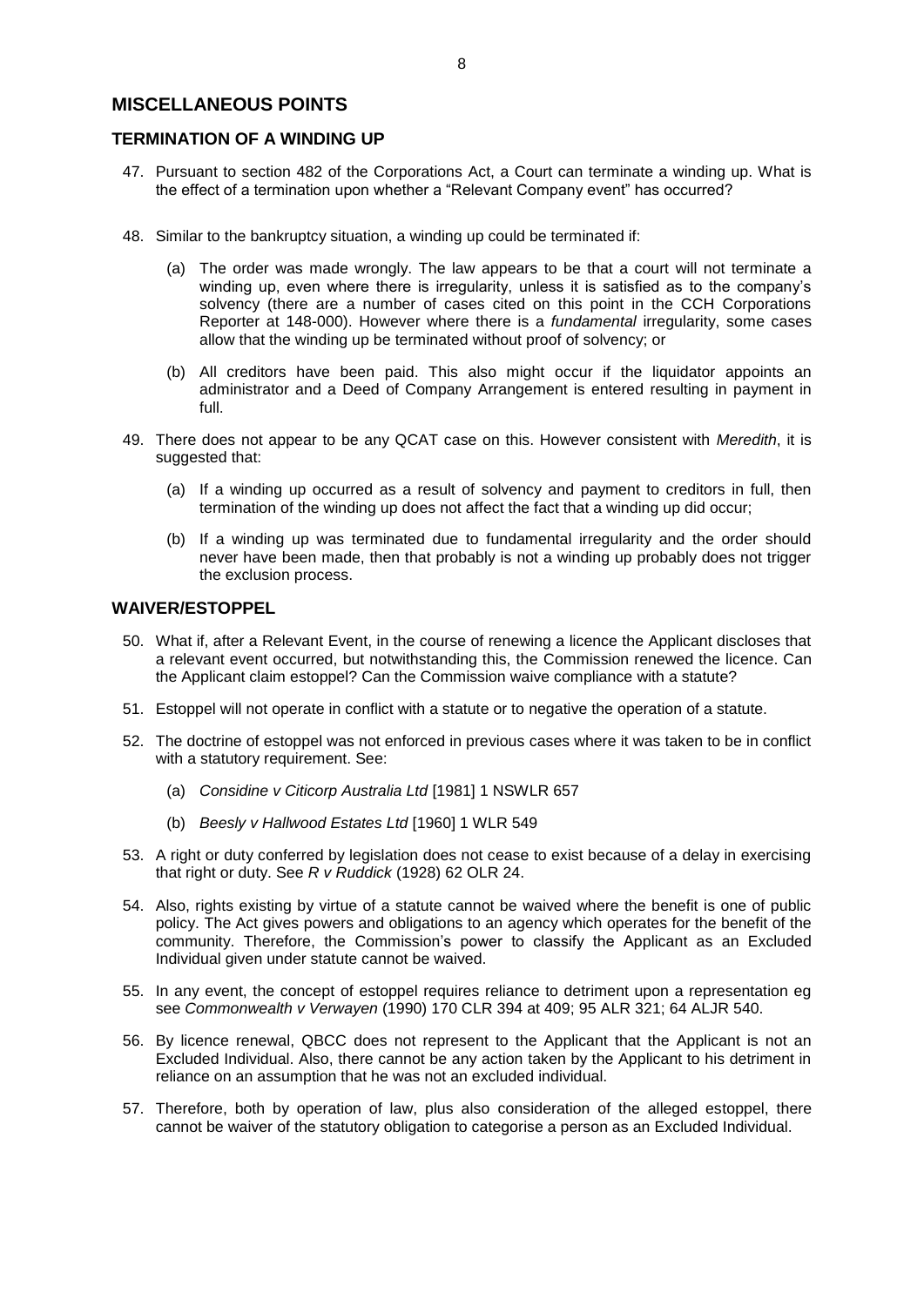## MISCELLANEOUS POINTS

### TERMINATION OF A WINDING UP

47. Pursuant to section 482 of the Corporations Act, a Court can terminate a winding up. What is the effect of a termination upon whether a "Relevant Company event" has occurred?

48. Similar to the bankruptcy situation, a winding up could be terminated if:

    (a) The order was made wrongly. The law appears to be that a court will not terminate a winding up, even where there is irregularity, unless it is satisfied as to the company's solvency (there are a number of cases cited on this point in the CCH Corporations Reporter at 148-000). However where there is a *fundamental* irregularity, some cases allow that the winding up be terminated without proof of solvency; or

    (b) All creditors have been paid. This also might occur if the liquidator appoints an administrator and a Deed of Company Arrangement is entered resulting in payment in full.

49. There does not appear to be any QCAT case on this. However consistent with *Meredith*, it is suggested that:

    (a) If a winding up occurred as a result of solvency and payment to creditors in full, then termination of the winding up does not affect the fact that a winding up did occur;

    (b) If a winding up was terminated due to fundamental irregularity and the order should never have been made, then that probably is not a winding up probably does not trigger the exclusion process.

### WAIVER/ESTOPPEL

50. What if, after a Relevant Event, in the course of renewing a licence the Applicant discloses that a relevant event occurred, but notwithstanding this, the Commission renewed the licence. Can the Applicant claim estoppel? Can the Commission waive compliance with a statute?

51. Estoppel will not operate in conflict with a statute or to negative the operation of a statute.

52. The doctrine of estoppel was not enforced in previous cases where it was taken to be in conflict with a statutory requirement. See:

    (a) *Considine v Citicorp Australia Ltd* [1981] 1 NSWLR 657

    (b) *Beesly v Hallwood Estates Ltd* [1960] 1 WLR 549

53. A right or duty conferred by legislation does not cease to exist because of a delay in exercising that right or duty. See *R v Ruddick* (1928) 62 OLR 24.

54. Also, rights existing by virtue of a statute cannot be waived where the benefit is one of public policy. The Act gives powers and obligations to an agency which operates for the benefit of the community. Therefore, the Commission's power to classify the Applicant as an Excluded Individual given under statute cannot be waived.

55. In any event, the concept of estoppel requires reliance to detriment upon a representation eg see *Commonwealth v Verwayen* (1990) 170 CLR 394 at 409; 95 ALR 321; 64 ALJR 540.

56. By licence renewal, QBCC does not represent to the Applicant that the Applicant is not an Excluded Individual. Also, there cannot be any action taken by the Applicant to his detriment in reliance on an assumption that he was not an excluded individual.

57. Therefore, both by operation of law, plus also consideration of the alleged estoppel, there cannot be waiver of the statutory obligation to categorise a person as an Excluded Individual.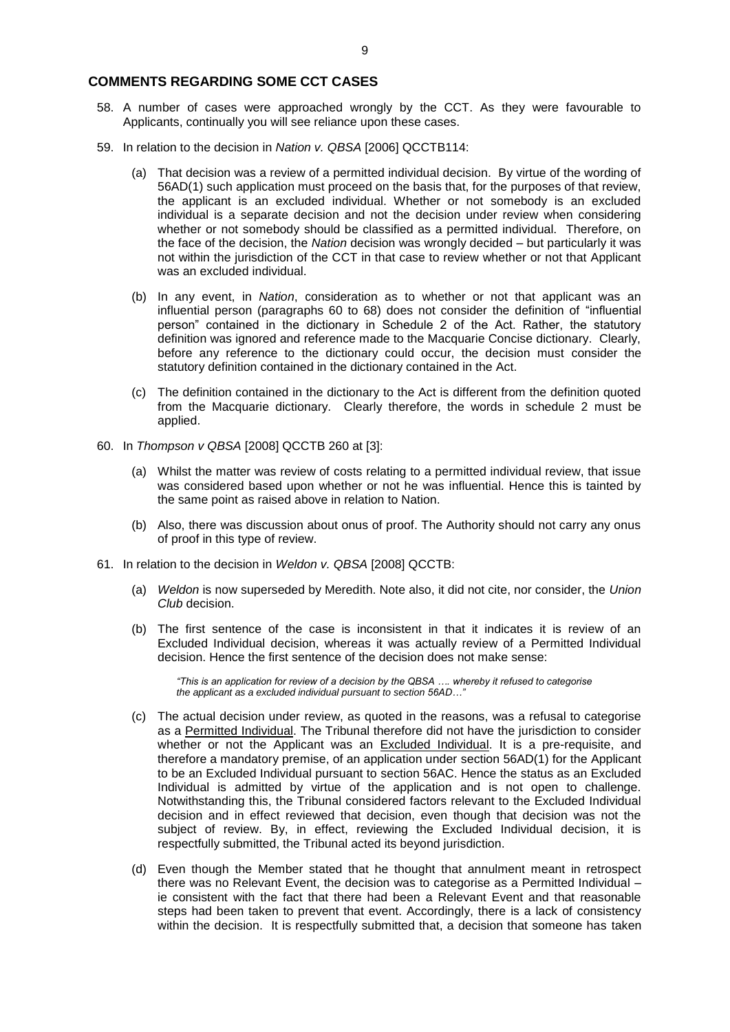## COMMENTS REGARDING SOME CCT CASES

58. A number of cases were approached wrongly by the CCT. As they were favourable to Applicants, continually you will see reliance upon these cases.

59. In relation to the decision in *Nation v. QBSA* [2006] QCCTB114:

    (a) That decision was a review of a permitted individual decision. By virtue of the wording of 56AD(1) such application must proceed on the basis that, for the purposes of that review, the applicant is an excluded individual. Whether or not somebody is an excluded individual is a separate decision and not the decision under review when considering whether or not somebody should be classified as a permitted individual. Therefore, on the face of the decision, the *Nation* decision was wrongly decided – but particularly it was not within the jurisdiction of the CCT in that case to review whether or not that Applicant was an excluded individual.

    (b) In any event, in *Nation*, consideration as to whether or not that applicant was an influential person (paragraphs 60 to 68) does not consider the definition of "influential person" contained in the dictionary in Schedule 2 of the Act. Rather, the statutory definition was ignored and reference made to the Macquarie Concise dictionary. Clearly, before any reference to the dictionary could occur, the decision must consider the statutory definition contained in the dictionary contained in the Act.

    (c) The definition contained in the dictionary to the Act is different from the definition quoted from the Macquarie dictionary. Clearly therefore, the words in schedule 2 must be applied.

60. In *Thompson v QBSA* [2008] QCCTB 260 at [3]:

    (a) Whilst the matter was review of costs relating to a permitted individual review, that issue was considered based upon whether or not he was influential. Hence this is tainted by the same point as raised above in relation to Nation.

    (b) Also, there was discussion about onus of proof. The Authority should not carry any onus of proof in this type of review.

61. In relation to the decision in *Weldon v. QBSA* [2008] QCCTB:

    (a) *Weldon* is now superseded by Meredith. Note also, it did not cite, nor consider, the *Union Club* decision.

    (b) The first sentence of the case is inconsistent in that it indicates it is review of an Excluded Individual decision, whereas it was actually review of a Permitted Individual decision. Hence the first sentence of the decision does not make sense:

    > *"This is an application for review of a decision by the QBSA …. whereby it refused to categorise the applicant as a excluded individual pursuant to section 56AD…"*

    (c) The actual decision under review, as quoted in the reasons, was a refusal to categorise as a <u>Permitted Individual</u>. The Tribunal therefore did not have the jurisdiction to consider whether or not the Applicant was an <u>Excluded Individual</u>. It is a pre-requisite, and therefore a mandatory premise, of an application under section 56AD(1) for the Applicant to be an Excluded Individual pursuant to section 56AC. Hence the status as an Excluded Individual is admitted by virtue of the application and is not open to challenge. Notwithstanding this, the Tribunal considered factors relevant to the Excluded Individual decision and in effect reviewed that decision, even though that decision was not the subject of review. By, in effect, reviewing the Excluded Individual decision, it is respectfully submitted, the Tribunal acted its beyond jurisdiction.

    (d) Even though the Member stated that he thought that annulment meant in retrospect there was no Relevant Event, the decision was to categorise as a Permitted Individual – ie consistent with the fact that there had been a Relevant Event and that reasonable steps had been taken to prevent that event. Accordingly, there is a lack of consistency within the decision. It is respectfully submitted that, a decision that someone has taken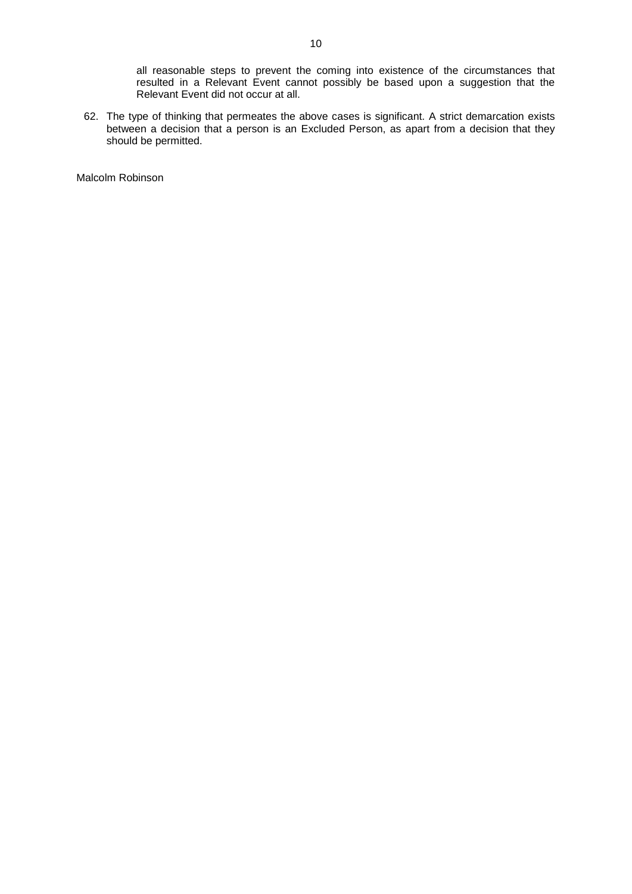all reasonable steps to prevent the coming into existence of the circumstances that resulted in a Relevant Event cannot possibly be based upon a suggestion that the Relevant Event did not occur at all.

62. The type of thinking that permeates the above cases is significant. A strict demarcation exists between a decision that a person is an Excluded Person, as apart from a decision that they should be permitted.

Malcolm Robinson